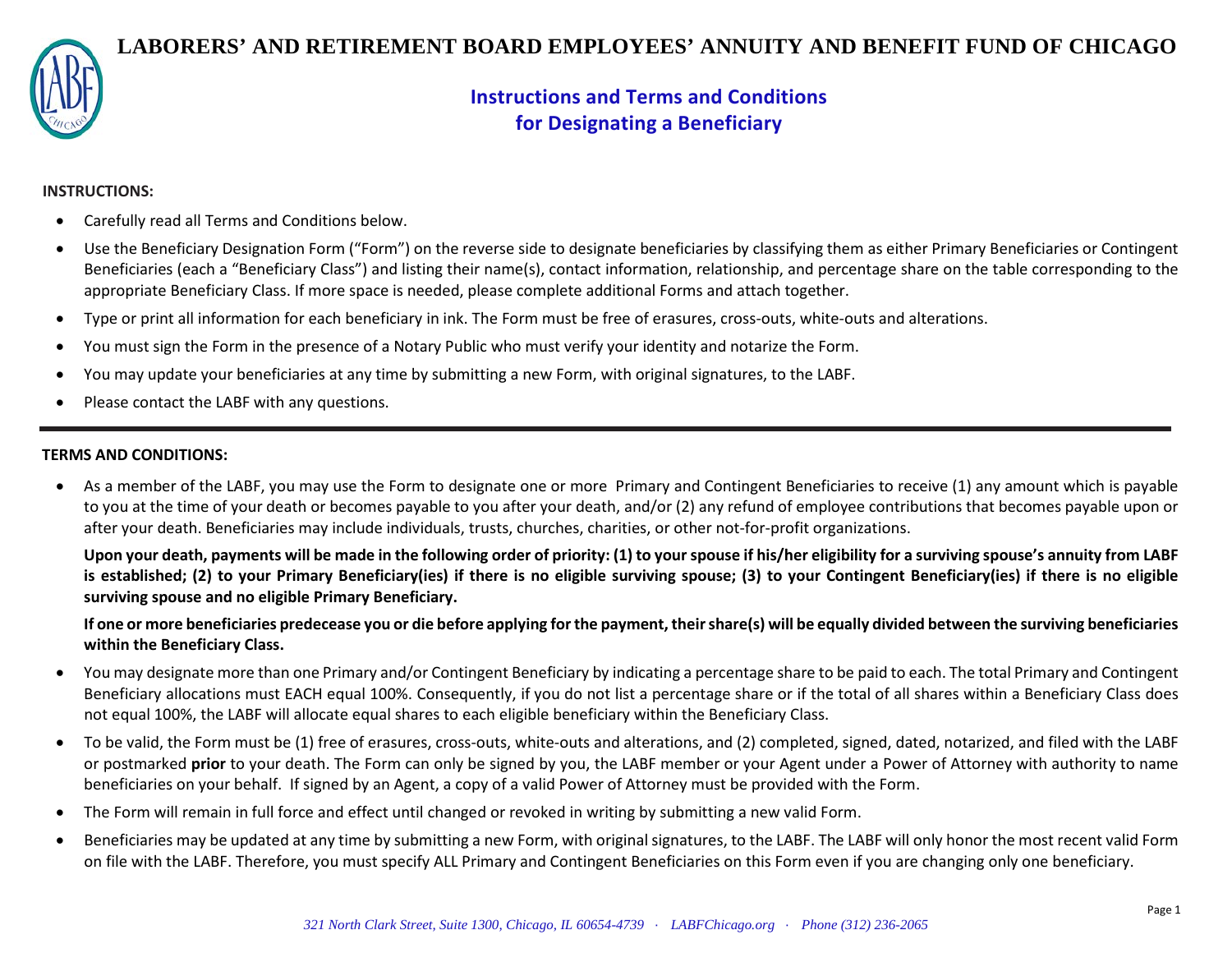# LABORERS' AND RETIREMENT BOARD EMPLOYEES' ANNUITY AND BENEFIT FUND OF CHICAGO

## Instructions and Terms and Conditions for Designating a Beneficiary

**INSTRUCTIONS:**

- Carefully read all Terms and Conditions below.
- Use the Beneficiary Designation Form ("Form") on the reverse side to designate beneficiaries by classifying them as either Primary Beneficiaries or Contingent Beneficiaries (each a "Beneficiary Class") and listing their name(s), contact information, relationship, and percentage share on the table corresponding to the appropriate Beneficiary Class. If more space is needed, please complete additional Forms and attach together.
- Type or print all information for each beneficiary in ink. The Form must be free of erasures, cross-outs, white-outs and alterations.
- You must sign the Form in the presence of a Notary Public who must verify your identity and notarize the Form.
- You may update your beneficiaries at any time by submitting a new Form, with original signatures, to the LABF.
- Please contact the LABF with any questions.

---

**TERMS AND CONDITIONS:**

- As a member of the LABF, you may use the Form to designate one or more Primary and Contingent Beneficiaries to receive (1) any amount which is payable to you at the time of your death or becomes payable to you after your death, and/or (2) any refund of employee contributions that becomes payable upon or after your death. Beneficiaries may include individuals, trusts, churches, charities, or other not-for-profit organizations.

  **Upon your death, payments will be made in the following order of priority: (1) to your spouse if his/her eligibility for a surviving spouse's annuity from LABF is established; (2) to your Primary Beneficiary(ies) if there is no eligible surviving spouse; (3) to your Contingent Beneficiary(ies) if there is no eligible surviving spouse and no eligible Primary Beneficiary.**

  **If one or more beneficiaries predecease you or die before applying for the payment, their share(s) will be equally divided between the surviving beneficiaries within the Beneficiary Class.**

- You may designate more than one Primary and/or Contingent Beneficiary by indicating a percentage share to be paid to each. The total Primary and Contingent Beneficiary allocations must EACH equal 100%. Consequently, if you do not list a percentage share or if the total of all shares within a Beneficiary Class does not equal 100%, the LABF will allocate equal shares to each eligible beneficiary within the Beneficiary Class.
- To be valid, the Form must be (1) free of erasures, cross-outs, white-outs and alterations, and (2) completed, signed, dated, notarized, and filed with the LABF or postmarked **prior** to your death. The Form can only be signed by you, the LABF member or your Agent under a Power of Attorney with authority to name beneficiaries on your behalf. If signed by an Agent, a copy of a valid Power of Attorney must be provided with the Form.
- The Form will remain in full force and effect until changed or revoked in writing by submitting a new valid Form.
- Beneficiaries may be updated at any time by submitting a new Form, with original signatures, to the LABF. The LABF will only honor the most recent valid Form on file with the LABF. Therefore, you must specify ALL Primary and Contingent Beneficiaries on this Form even if you are changing only one beneficiary.

*321 North Clark Street, Suite 1300, Chicago, IL 60654-4739 · LABFChicago.org · Phone (312) 236-2065*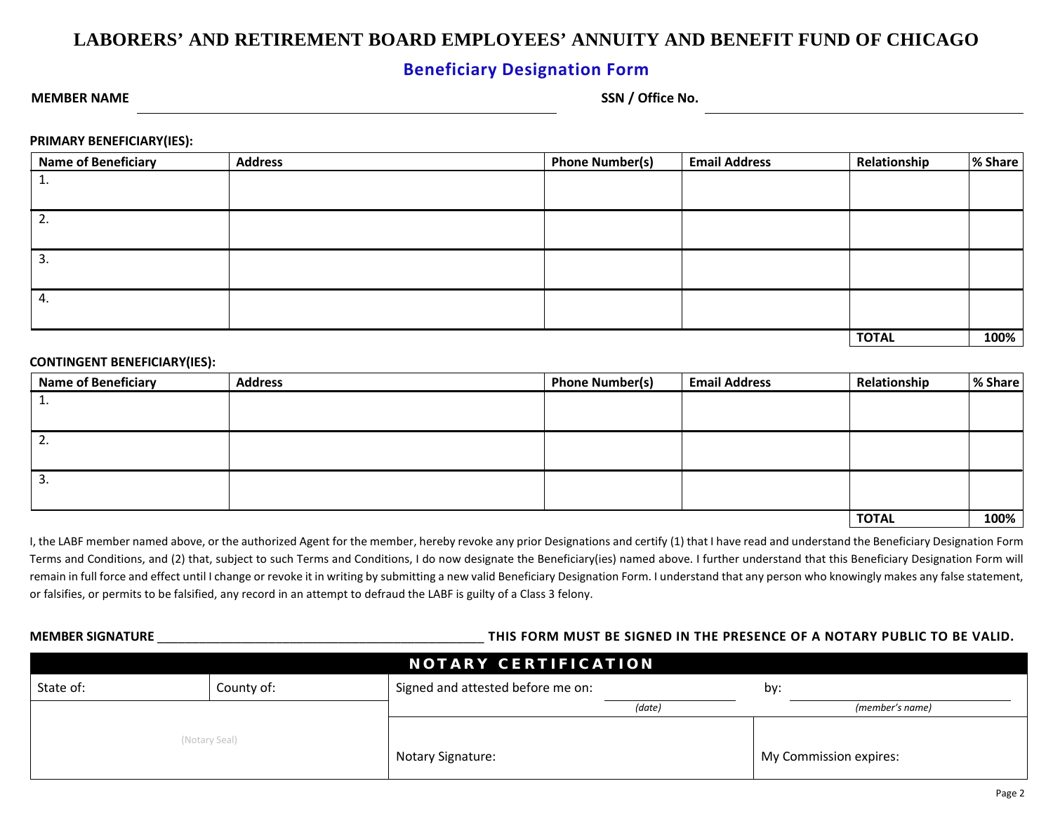# LABORERS' AND RETIREMENT BOARD EMPLOYEES' ANNUITY AND BENEFIT FUND OF CHICAGO

## Beneficiary Designation Form

**MEMBER NAME** ______________________________ **SSN / Office No.** ______________________________

**PRIMARY BENEFICIARY(IES):**

| Name of Beneficiary | Address | Phone Number(s) | Email Address | Relationship | % Share |
|---|---|---|---|---|---|
| 1. | | | | | |
| 2. | | | | | |
| 3. | | | | | |
| 4. | | | | | |
| | | | | **TOTAL** | **100%** |

**CONTINGENT BENEFICIARY(IES):**

| Name of Beneficiary | Address | Phone Number(s) | Email Address | Relationship | % Share |
|---|---|---|---|---|---|
| 1. | | | | | |
| 2. | | | | | |
| 3. | | | | | |
| | | | | **TOTAL** | **100%** |

I, the LABF member named above, or the authorized Agent for the member, hereby revoke any prior Designations and certify (1) that I have read and understand the Beneficiary Designation Form Terms and Conditions, and (2) that, subject to such Terms and Conditions, I do now designate the Beneficiary(ies) named above. I further understand that this Beneficiary Designation Form will remain in full force and effect until I change or revoke it in writing by submitting a new valid Beneficiary Designation Form. I understand that any person who knowingly makes any false statement, or falsifies, or permits to be falsified, any record in an attempt to defraud the LABF is guilty of a Class 3 felony.

**MEMBER SIGNATURE** ______________________________ **THIS FORM MUST BE SIGNED IN THE PRESENCE OF A NOTARY PUBLIC TO BE VALID.**

## NOTARY CERTIFICATION

| | | | |
|---|---|---|---|
| State of: | County of: | Signed and attested before me on: ______________ *(date)* | by: ______________ *(member's name)* |
| (Notary Seal) | | Notary Signature: | My Commission expires: |